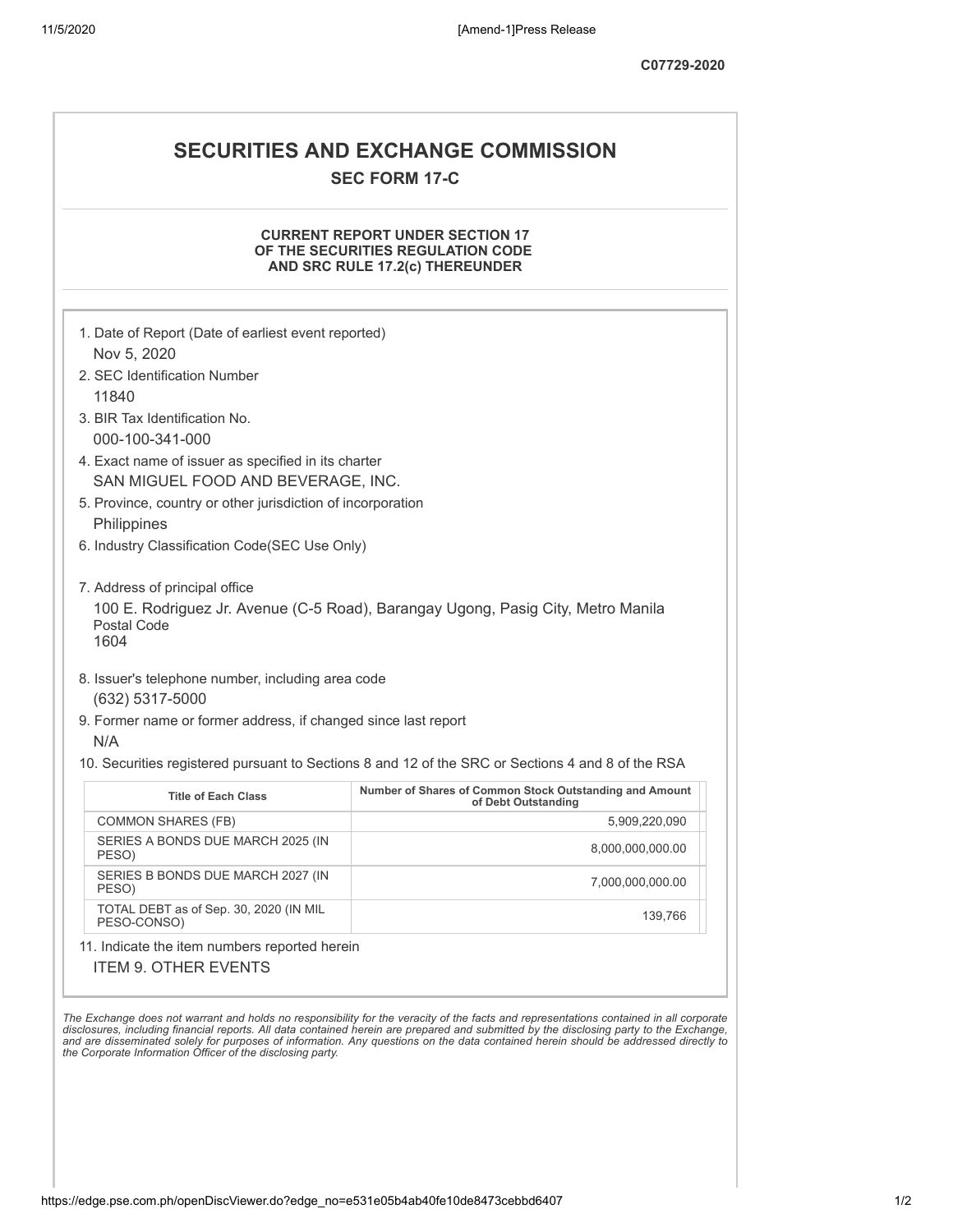C07729-2020

# SECURITIES AND EXCHANGE COMMISSION

## SEC FORM 17-C

### CURRENT REPORT UNDER SECTION 17 OF THE SECURITIES REGULATION CODE AND SRC RULE 17.2(c) THEREUNDER

1. Date of Report (Date of earliest event reported)
   Nov 5, 2020
2. SEC Identification Number
   11840
3. BIR Tax Identification No.
   000-100-341-000
4. Exact name of issuer as specified in its charter
   SAN MIGUEL FOOD AND BEVERAGE, INC.
5. Province, country or other jurisdiction of incorporation
   Philippines
6. Industry Classification Code(SEC Use Only)

7. Address of principal office
   100 E. Rodriguez Jr. Avenue (C-5 Road), Barangay Ugong, Pasig City, Metro Manila
   Postal Code
   1604
8. Issuer's telephone number, including area code
   (632) 5317-5000
9. Former name or former address, if changed since last report
   N/A
10. Securities registered pursuant to Sections 8 and 12 of the SRC or Sections 4 and 8 of the RSA

| Title of Each Class | Number of Shares of Common Stock Outstanding and Amount of Debt Outstanding |
|---|---|
| COMMON SHARES (FB) | 5,909,220,090 |
| SERIES A BONDS DUE MARCH 2025 (IN PESO) | 8,000,000,000.00 |
| SERIES B BONDS DUE MARCH 2027 (IN PESO) | 7,000,000,000.00 |
| TOTAL DEBT as of Sep. 30, 2020 (IN MIL PESO-CONSO) | 139,766 |

11. Indicate the item numbers reported herein
    ITEM 9. OTHER EVENTS

*The Exchange does not warrant and holds no responsibility for the veracity of the facts and representations contained in all corporate disclosures, including financial reports. All data contained herein are prepared and submitted by the disclosing party to the Exchange, and are disseminated solely for purposes of information. Any questions on the data contained herein should be addressed directly to the Corporate Information Officer of the disclosing party.*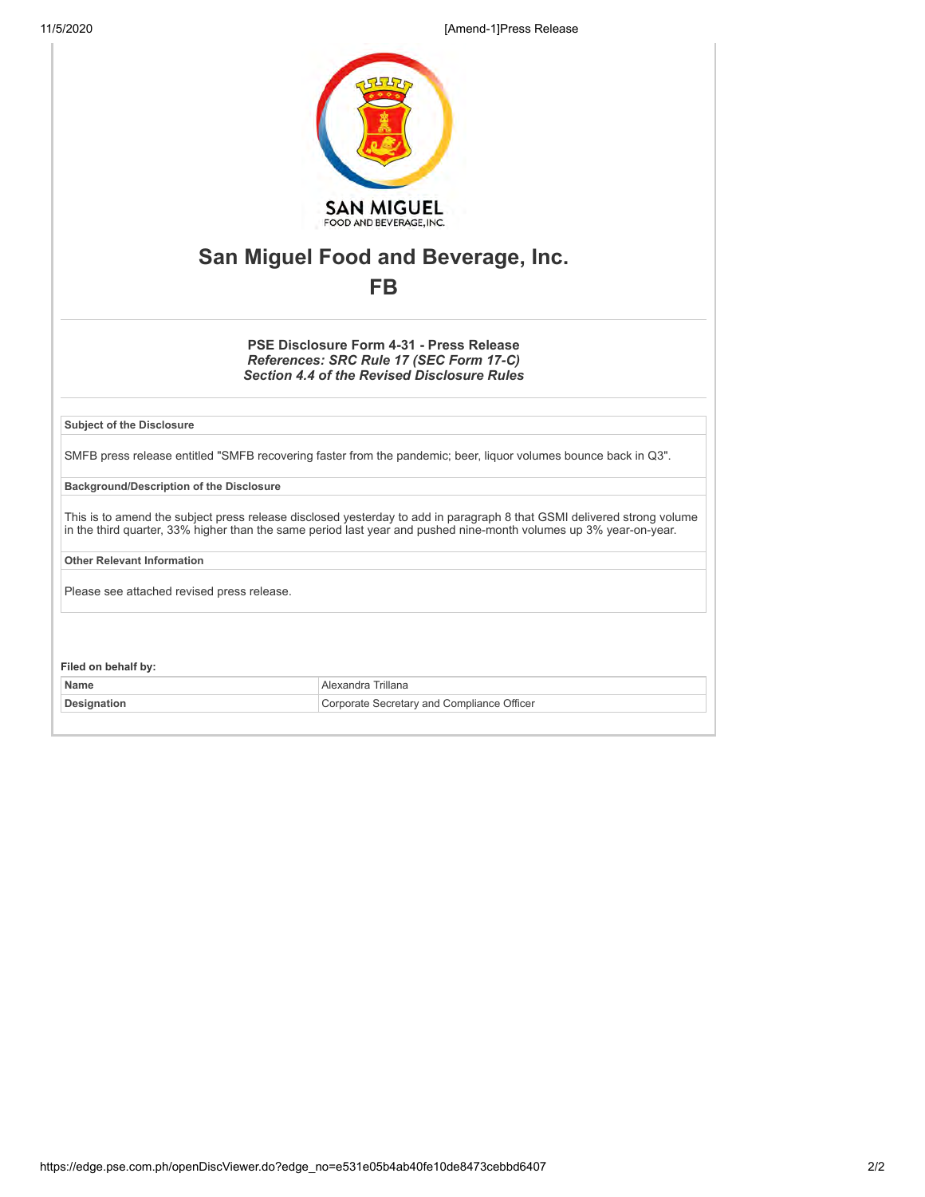# San Miguel Food and Beverage, Inc.

## FB

**PSE Disclosure Form 4-31 - Press Release**
***References: SRC Rule 17 (SEC Form 17-C)***
***Section 4.4 of the Revised Disclosure Rules***

| Subject of the Disclosure |
| --- |
| SMFB press release entitled "SMFB recovering faster from the pandemic; beer, liquor volumes bounce back in Q3". |

| Background/Description of the Disclosure |
| --- |
| This is to amend the subject press release disclosed yesterday to add in paragraph 8 that GSMI delivered strong volume in the third quarter, 33% higher than the same period last year and pushed nine-month volumes up 3% year-on-year. |

| Other Relevant Information |
| --- |
| Please see attached revised press release. |

**Filed on behalf by:**

| Name | Alexandra Trillana |
| --- | --- |
| Designation | Corporate Secretary and Compliance Officer |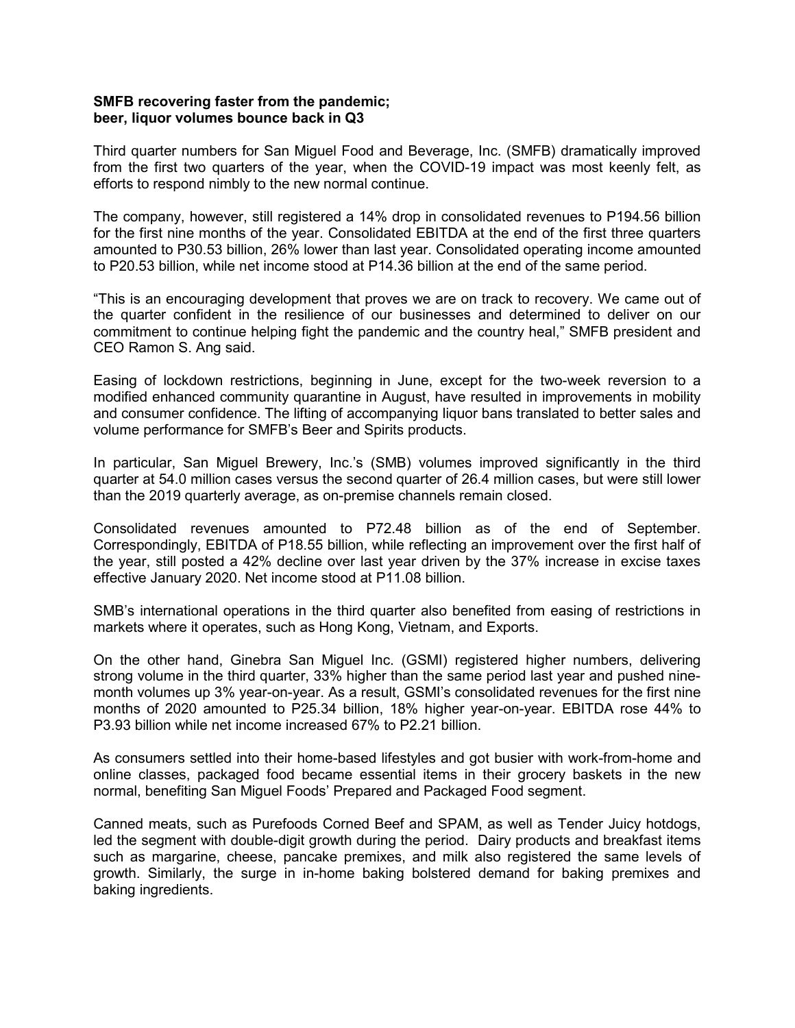**SMFB recovering faster from the pandemic; beer, liquor volumes bounce back in Q3**

Third quarter numbers for San Miguel Food and Beverage, Inc. (SMFB) dramatically improved from the first two quarters of the year, when the COVID-19 impact was most keenly felt, as efforts to respond nimbly to the new normal continue.

The company, however, still registered a 14% drop in consolidated revenues to P194.56 billion for the first nine months of the year. Consolidated EBITDA at the end of the first three quarters amounted to P30.53 billion, 26% lower than last year. Consolidated operating income amounted to P20.53 billion, while net income stood at P14.36 billion at the end of the same period.

"This is an encouraging development that proves we are on track to recovery. We came out of the quarter confident in the resilience of our businesses and determined to deliver on our commitment to continue helping fight the pandemic and the country heal," SMFB president and CEO Ramon S. Ang said.

Easing of lockdown restrictions, beginning in June, except for the two-week reversion to a modified enhanced community quarantine in August, have resulted in improvements in mobility and consumer confidence. The lifting of accompanying liquor bans translated to better sales and volume performance for SMFB's Beer and Spirits products.

In particular, San Miguel Brewery, Inc.'s (SMB) volumes improved significantly in the third quarter at 54.0 million cases versus the second quarter of 26.4 million cases, but were still lower than the 2019 quarterly average, as on-premise channels remain closed.

Consolidated revenues amounted to P72.48 billion as of the end of September. Correspondingly, EBITDA of P18.55 billion, while reflecting an improvement over the first half of the year, still posted a 42% decline over last year driven by the 37% increase in excise taxes effective January 2020. Net income stood at P11.08 billion.

SMB's international operations in the third quarter also benefited from easing of restrictions in markets where it operates, such as Hong Kong, Vietnam, and Exports.

On the other hand, Ginebra San Miguel Inc. (GSMI) registered higher numbers, delivering strong volume in the third quarter, 33% higher than the same period last year and pushed nine-month volumes up 3% year-on-year. As a result, GSMI's consolidated revenues for the first nine months of 2020 amounted to P25.34 billion, 18% higher year-on-year. EBITDA rose 44% to P3.93 billion while net income increased 67% to P2.21 billion.

As consumers settled into their home-based lifestyles and got busier with work-from-home and online classes, packaged food became essential items in their grocery baskets in the new normal, benefiting San Miguel Foods' Prepared and Packaged Food segment.

Canned meats, such as Purefoods Corned Beef and SPAM, as well as Tender Juicy hotdogs, led the segment with double-digit growth during the period. Dairy products and breakfast items such as margarine, cheese, pancake premixes, and milk also registered the same levels of growth. Similarly, the surge in in-home baking bolstered demand for baking premixes and baking ingredients.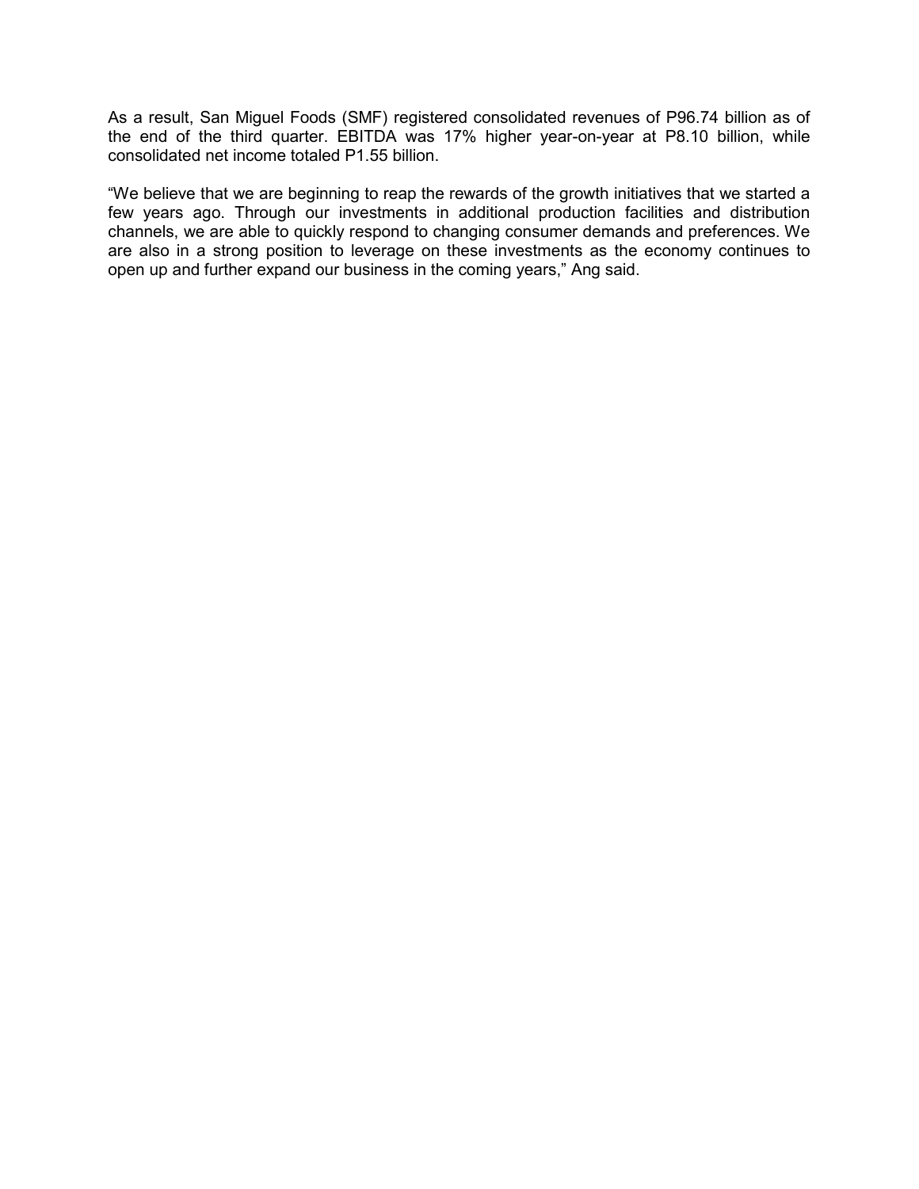As a result, San Miguel Foods (SMF) registered consolidated revenues of P96.74 billion as of the end of the third quarter. EBITDA was 17% higher year-on-year at P8.10 billion, while consolidated net income totaled P1.55 billion.

“We believe that we are beginning to reap the rewards of the growth initiatives that we started a few years ago. Through our investments in additional production facilities and distribution channels, we are able to quickly respond to changing consumer demands and preferences. We are also in a strong position to leverage on these investments as the economy continues to open up and further expand our business in the coming years,” Ang said.